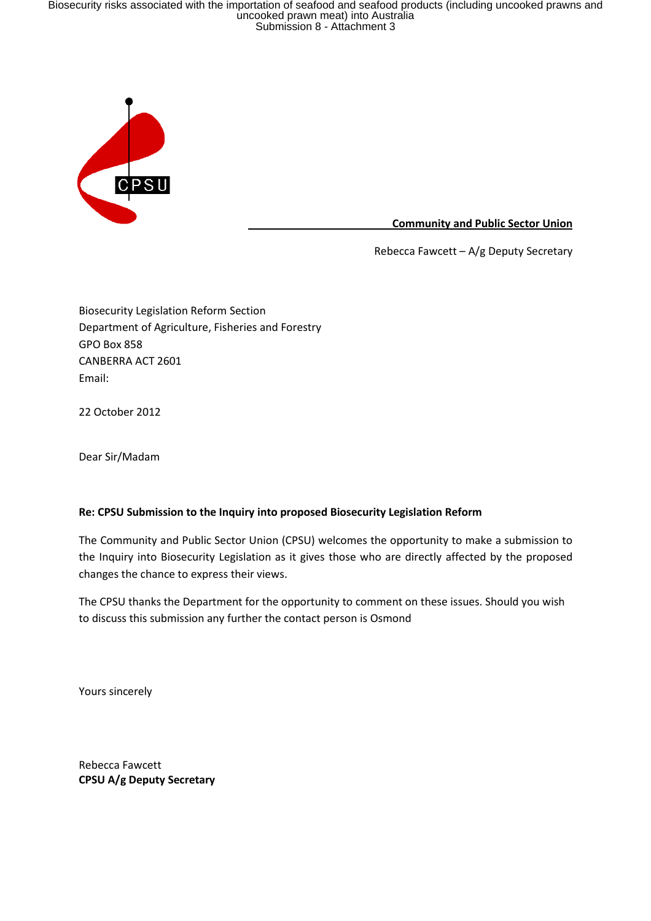**Community and Public Sector Union**

Rebecca Fawcett – A/g Deputy Secretary

Biosecurity Legislation Reform Section
Department of Agriculture, Fisheries and Forestry
GPO Box 858
CANBERRA ACT 2601
Email:

22 October 2012

Dear Sir/Madam

**Re: CPSU Submission to the Inquiry into proposed Biosecurity Legislation Reform**

The Community and Public Sector Union (CPSU) welcomes the opportunity to make a submission to the Inquiry into Biosecurity Legislation as it gives those who are directly affected by the proposed changes the chance to express their views.

The CPSU thanks the Department for the opportunity to comment on these issues. Should you wish to discuss this submission any further the contact person is Osmond

Yours sincerely

Rebecca Fawcett
**CPSU A/g Deputy Secretary**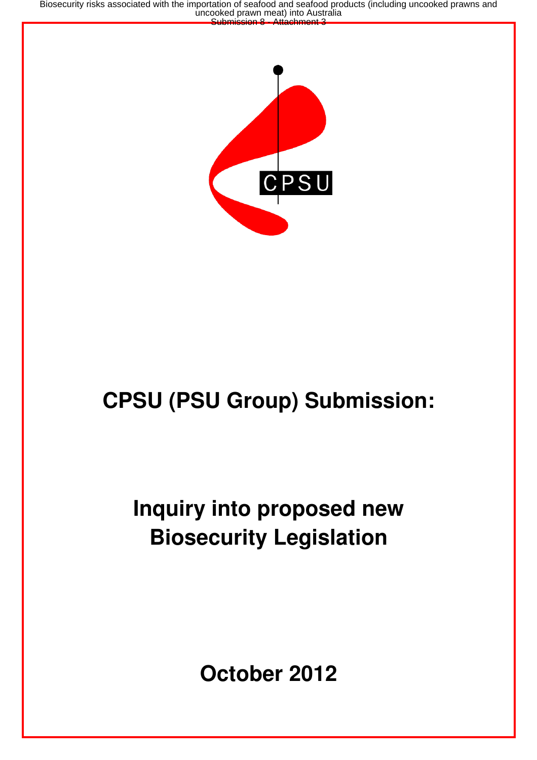CPSU

# CPSU (PSU Group) Submission:

# Inquiry into proposed new Biosecurity Legislation

## October 2012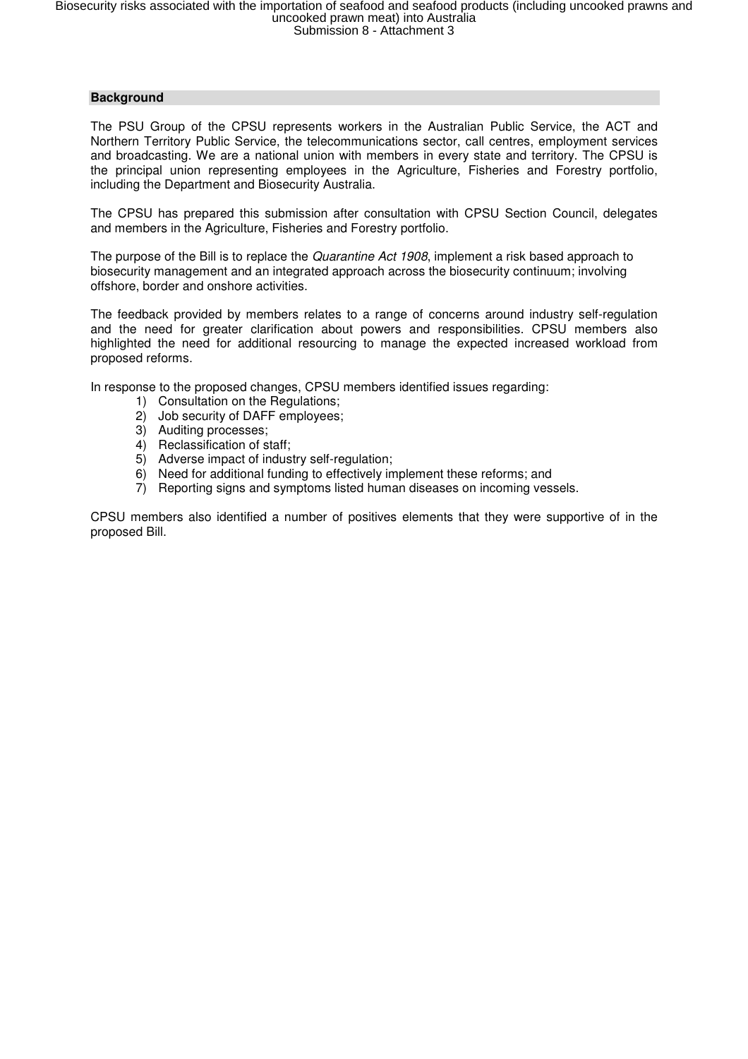## Background

The PSU Group of the CPSU represents workers in the Australian Public Service, the ACT and Northern Territory Public Service, the telecommunications sector, call centres, employment services and broadcasting. We are a national union with members in every state and territory. The CPSU is the principal union representing employees in the Agriculture, Fisheries and Forestry portfolio, including the Department and Biosecurity Australia.

The CPSU has prepared this submission after consultation with CPSU Section Council, delegates and members in the Agriculture, Fisheries and Forestry portfolio.

The purpose of the Bill is to replace the *Quarantine Act 1908*, implement a risk based approach to biosecurity management and an integrated approach across the biosecurity continuum; involving offshore, border and onshore activities.

The feedback provided by members relates to a range of concerns around industry self-regulation and the need for greater clarification about powers and responsibilities. CPSU members also highlighted the need for additional resourcing to manage the expected increased workload from proposed reforms.

In response to the proposed changes, CPSU members identified issues regarding:

1) Consultation on the Regulations;
2) Job security of DAFF employees;
3) Auditing processes;
4) Reclassification of staff;
5) Adverse impact of industry self-regulation;
6) Need for additional funding to effectively implement these reforms; and
7) Reporting signs and symptoms listed human diseases on incoming vessels.

CPSU members also identified a number of positives elements that they were supportive of in the proposed Bill.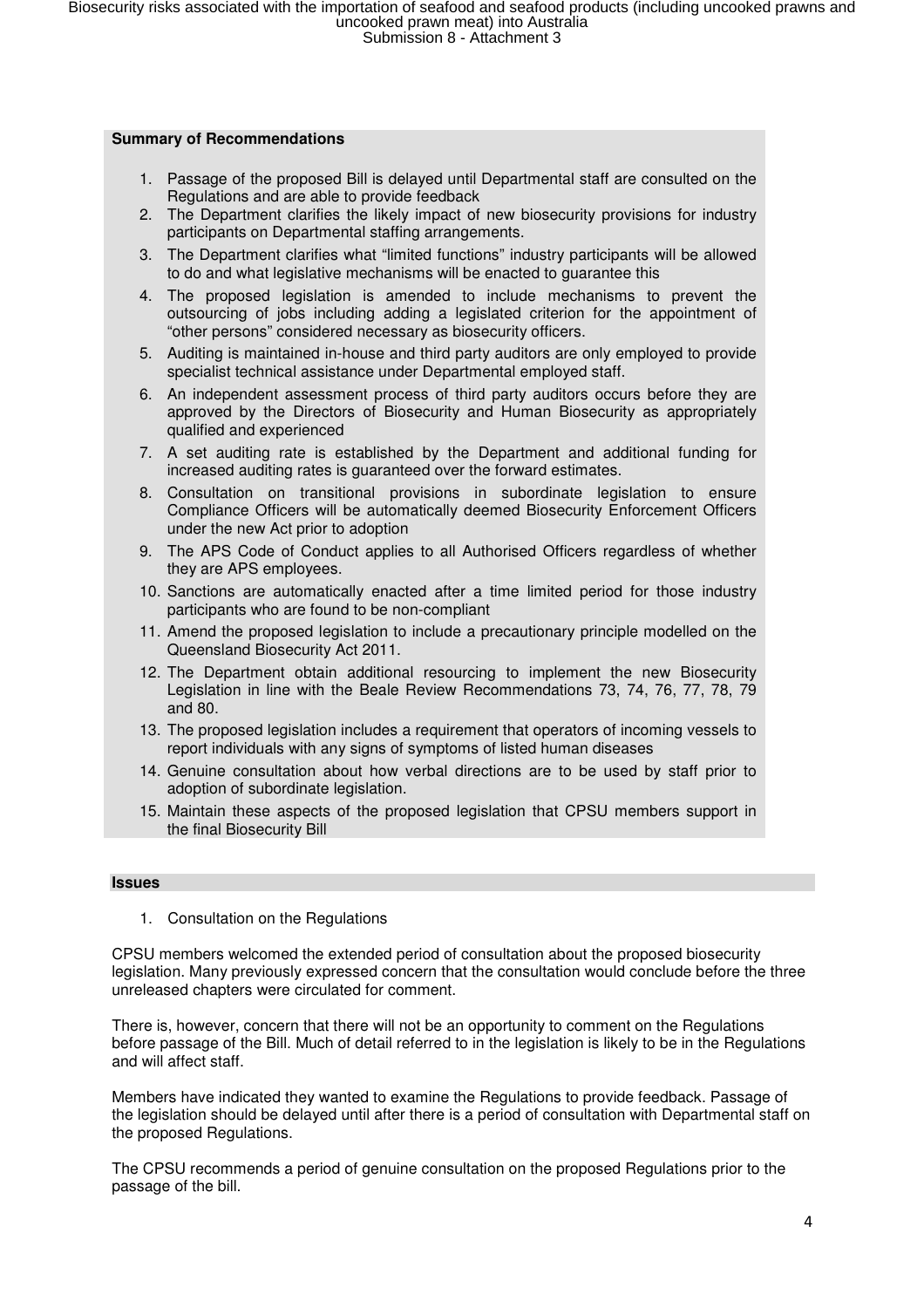**Summary of Recommendations**

1. Passage of the proposed Bill is delayed until Departmental staff are consulted on the Regulations and are able to provide feedback
2. The Department clarifies the likely impact of new biosecurity provisions for industry participants on Departmental staffing arrangements.
3. The Department clarifies what “limited functions” industry participants will be allowed to do and what legislative mechanisms will be enacted to guarantee this
4. The proposed legislation is amended to include mechanisms to prevent the outsourcing of jobs including adding a legislated criterion for the appointment of “other persons” considered necessary as biosecurity officers.
5. Auditing is maintained in-house and third party auditors are only employed to provide specialist technical assistance under Departmental employed staff.
6. An independent assessment process of third party auditors occurs before they are approved by the Directors of Biosecurity and Human Biosecurity as appropriately qualified and experienced
7. A set auditing rate is established by the Department and additional funding for increased auditing rates is guaranteed over the forward estimates.
8. Consultation on transitional provisions in subordinate legislation to ensure Compliance Officers will be automatically deemed Biosecurity Enforcement Officers under the new Act prior to adoption
9. The APS Code of Conduct applies to all Authorised Officers regardless of whether they are APS employees.
10. Sanctions are automatically enacted after a time limited period for those industry participants who are found to be non-compliant
11. Amend the proposed legislation to include a precautionary principle modelled on the Queensland Biosecurity Act 2011.
12. The Department obtain additional resourcing to implement the new Biosecurity Legislation in line with the Beale Review Recommendations 73, 74, 76, 77, 78, 79 and 80.
13. The proposed legislation includes a requirement that operators of incoming vessels to report individuals with any signs of symptoms of listed human diseases
14. Genuine consultation about how verbal directions are to be used by staff prior to adoption of subordinate legislation.
15. Maintain these aspects of the proposed legislation that CPSU members support in the final Biosecurity Bill

**Issues**

1. Consultation on the Regulations

CPSU members welcomed the extended period of consultation about the proposed biosecurity legislation. Many previously expressed concern that the consultation would conclude before the three unreleased chapters were circulated for comment.

There is, however, concern that there will not be an opportunity to comment on the Regulations before passage of the Bill. Much of detail referred to in the legislation is likely to be in the Regulations and will affect staff.

Members have indicated they wanted to examine the Regulations to provide feedback. Passage of the legislation should be delayed until after there is a period of consultation with Departmental staff on the proposed Regulations.

The CPSU recommends a period of genuine consultation on the proposed Regulations prior to the passage of the bill.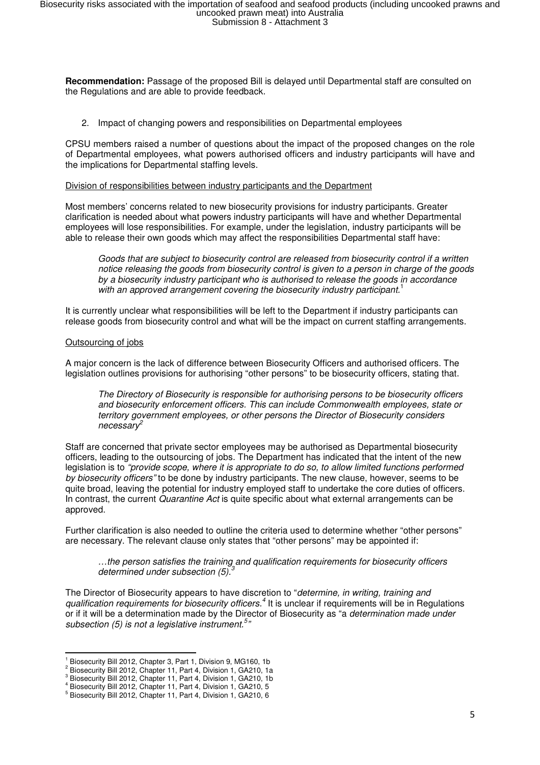**Recommendation:** Passage of the proposed Bill is delayed until Departmental staff are consulted on the Regulations and are able to provide feedback.

2. Impact of changing powers and responsibilities on Departmental employees

CPSU members raised a number of questions about the impact of the proposed changes on the role of Departmental employees, what powers authorised officers and industry participants will have and the implications for Departmental staffing levels.

Division of responsibilities between industry participants and the Department

Most members' concerns related to new biosecurity provisions for industry participants. Greater clarification is needed about what powers industry participants will have and whether Departmental employees will lose responsibilities. For example, under the legislation, industry participants will be able to release their own goods which may affect the responsibilities Departmental staff have:

> *Goods that are subject to biosecurity control are released from biosecurity control if a written notice releasing the goods from biosecurity control is given to a person in charge of the goods by a biosecurity industry participant who is authorised to release the goods in accordance with an approved arrangement covering the biosecurity industry participant.*[1]

It is currently unclear what responsibilities will be left to the Department if industry participants can release goods from biosecurity control and what will be the impact on current staffing arrangements.

Outsourcing of jobs

A major concern is the lack of difference between Biosecurity Officers and authorised officers. The legislation outlines provisions for authorising "other persons" to be biosecurity officers, stating that.

> *The Directory of Biosecurity is responsible for authorising persons to be biosecurity officers and biosecurity enforcement officers. This can include Commonwealth employees, state or territory government employees, or other persons the Director of Biosecurity considers necessary*[2]

Staff are concerned that private sector employees may be authorised as Departmental biosecurity officers, leading to the outsourcing of jobs. The Department has indicated that the intent of the new legislation is to *"provide scope, where it is appropriate to do so, to allow limited functions performed by biosecurity officers"* to be done by industry participants. The new clause, however, seems to be quite broad, leaving the potential for industry employed staff to undertake the core duties of officers. In contrast, the current *Quarantine Act* is quite specific about what external arrangements can be approved.

Further clarification is also needed to outline the criteria used to determine whether "other persons" are necessary. The relevant clause only states that "other persons" may be appointed if:

> *…the person satisfies the training and qualification requirements for biosecurity officers determined under subsection (5).*[3]

The Director of Biosecurity appears to have discretion to "*determine, in writing, training and qualification requirements for biosecurity officers.*[4] It is unclear if requirements will be in Regulations or if it will be a determination made by the Director of Biosecurity as "a *determination made under subsection (5) is not a legislative instrument.*[5]"

---

[1] Biosecurity Bill 2012, Chapter 3, Part 1, Division 9, MG160, 1b
[2] Biosecurity Bill 2012, Chapter 11, Part 4, Division 1, GA210, 1a
[3] Biosecurity Bill 2012, Chapter 11, Part 4, Division 1, GA210, 1b
[4] Biosecurity Bill 2012, Chapter 11, Part 4, Division 1, GA210, 5
[5] Biosecurity Bill 2012, Chapter 11, Part 4, Division 1, GA210, 6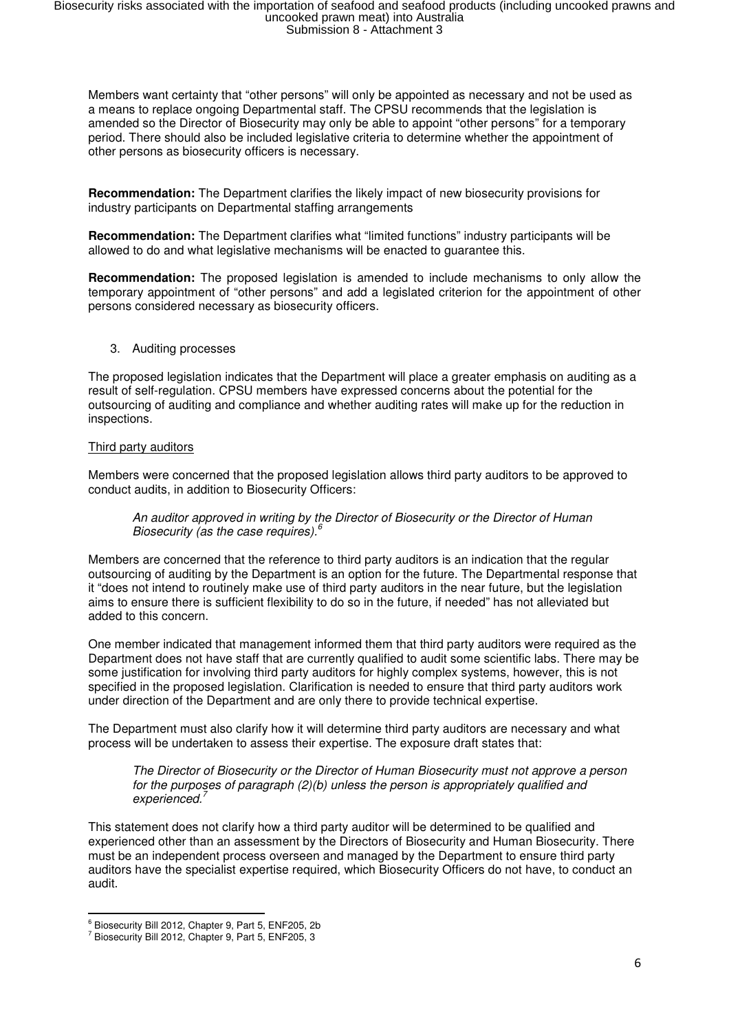Members want certainty that "other persons" will only be appointed as necessary and not be used as a means to replace ongoing Departmental staff. The CPSU recommends that the legislation is amended so the Director of Biosecurity may only be able to appoint "other persons" for a temporary period. There should also be included legislative criteria to determine whether the appointment of other persons as biosecurity officers is necessary.

**Recommendation:** The Department clarifies the likely impact of new biosecurity provisions for industry participants on Departmental staffing arrangements

**Recommendation:** The Department clarifies what "limited functions" industry participants will be allowed to do and what legislative mechanisms will be enacted to guarantee this.

**Recommendation:** The proposed legislation is amended to include mechanisms to only allow the temporary appointment of "other persons" and add a legislated criterion for the appointment of other persons considered necessary as biosecurity officers.

3. Auditing processes

The proposed legislation indicates that the Department will place a greater emphasis on auditing as a result of self-regulation. CPSU members have expressed concerns about the potential for the outsourcing of auditing and compliance and whether auditing rates will make up for the reduction in inspections.

Third party auditors

Members were concerned that the proposed legislation allows third party auditors to be approved to conduct audits, in addition to Biosecurity Officers:

> *An auditor approved in writing by the Director of Biosecurity or the Director of Human Biosecurity (as the case requires).*[6]

Members are concerned that the reference to third party auditors is an indication that the regular outsourcing of auditing by the Department is an option for the future. The Departmental response that it "does not intend to routinely make use of third party auditors in the near future, but the legislation aims to ensure there is sufficient flexibility to do so in the future, if needed" has not alleviated but added to this concern.

One member indicated that management informed them that third party auditors were required as the Department does not have staff that are currently qualified to audit some scientific labs. There may be some justification for involving third party auditors for highly complex systems, however, this is not specified in the proposed legislation. Clarification is needed to ensure that third party auditors work under direction of the Department and are only there to provide technical expertise.

The Department must also clarify how it will determine third party auditors are necessary and what process will be undertaken to assess their expertise. The exposure draft states that:

> *The Director of Biosecurity or the Director of Human Biosecurity must not approve a person for the purposes of paragraph (2)(b) unless the person is appropriately qualified and experienced.*[7]

This statement does not clarify how a third party auditor will be determined to be qualified and experienced other than an assessment by the Directors of Biosecurity and Human Biosecurity. There must be an independent process overseen and managed by the Department to ensure third party auditors have the specialist expertise required, which Biosecurity Officers do not have, to conduct an audit.

---

[6] Biosecurity Bill 2012, Chapter 9, Part 5, ENF205, 2b
[7] Biosecurity Bill 2012, Chapter 9, Part 5, ENF205, 3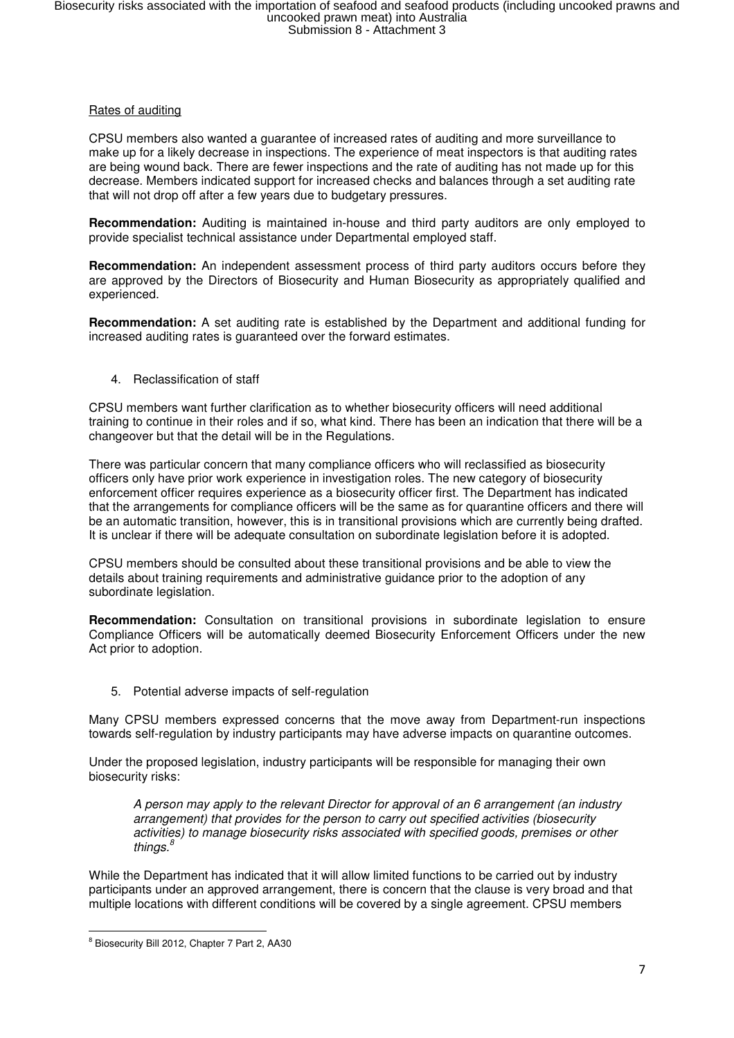Rates of auditing

CPSU members also wanted a guarantee of increased rates of auditing and more surveillance to make up for a likely decrease in inspections. The experience of meat inspectors is that auditing rates are being wound back. There are fewer inspections and the rate of auditing has not made up for this decrease. Members indicated support for increased checks and balances through a set auditing rate that will not drop off after a few years due to budgetary pressures.

**Recommendation:** Auditing is maintained in-house and third party auditors are only employed to provide specialist technical assistance under Departmental employed staff.

**Recommendation:** An independent assessment process of third party auditors occurs before they are approved by the Directors of Biosecurity and Human Biosecurity as appropriately qualified and experienced.

**Recommendation:** A set auditing rate is established by the Department and additional funding for increased auditing rates is guaranteed over the forward estimates.

4. Reclassification of staff

CPSU members want further clarification as to whether biosecurity officers will need additional training to continue in their roles and if so, what kind. There has been an indication that there will be a changeover but that the detail will be in the Regulations.

There was particular concern that many compliance officers who will reclassified as biosecurity officers only have prior work experience in investigation roles. The new category of biosecurity enforcement officer requires experience as a biosecurity officer first. The Department has indicated that the arrangements for compliance officers will be the same as for quarantine officers and there will be an automatic transition, however, this is in transitional provisions which are currently being drafted. It is unclear if there will be adequate consultation on subordinate legislation before it is adopted.

CPSU members should be consulted about these transitional provisions and be able to view the details about training requirements and administrative guidance prior to the adoption of any subordinate legislation.

**Recommendation:** Consultation on transitional provisions in subordinate legislation to ensure Compliance Officers will be automatically deemed Biosecurity Enforcement Officers under the new Act prior to adoption.

5. Potential adverse impacts of self-regulation

Many CPSU members expressed concerns that the move away from Department-run inspections towards self-regulation by industry participants may have adverse impacts on quarantine outcomes.

Under the proposed legislation, industry participants will be responsible for managing their own biosecurity risks:

> *A person may apply to the relevant Director for approval of an 6 arrangement (an industry arrangement) that provides for the person to carry out specified activities (biosecurity activities) to manage biosecurity risks associated with specified goods, premises or other things.*[8]

While the Department has indicated that it will allow limited functions to be carried out by industry participants under an approved arrangement, there is concern that the clause is very broad and that multiple locations with different conditions will be covered by a single agreement. CPSU members

---

[8] Biosecurity Bill 2012, Chapter 7 Part 2, AA30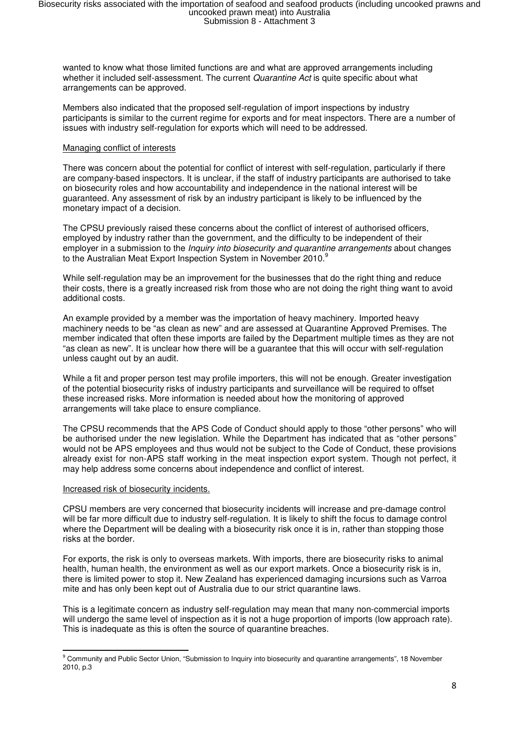wanted to know what those limited functions are and what are approved arrangements including whether it included self-assessment. The current *Quarantine Act* is quite specific about what arrangements can be approved.

Members also indicated that the proposed self-regulation of import inspections by industry participants is similar to the current regime for exports and for meat inspectors. There are a number of issues with industry self-regulation for exports which will need to be addressed.

<u>Managing conflict of interests</u>

There was concern about the potential for conflict of interest with self-regulation, particularly if there are company-based inspectors. It is unclear, if the staff of industry participants are authorised to take on biosecurity roles and how accountability and independence in the national interest will be guaranteed. Any assessment of risk by an industry participant is likely to be influenced by the monetary impact of a decision.

The CPSU previously raised these concerns about the conflict of interest of authorised officers, employed by industry rather than the government, and the difficulty to be independent of their employer in a submission to the *Inquiry into biosecurity and quarantine arrangements* about changes to the Australian Meat Export Inspection System in November 2010.[9]

While self-regulation may be an improvement for the businesses that do the right thing and reduce their costs, there is a greatly increased risk from those who are not doing the right thing want to avoid additional costs.

An example provided by a member was the importation of heavy machinery. Imported heavy machinery needs to be "as clean as new" and are assessed at Quarantine Approved Premises. The member indicated that often these imports are failed by the Department multiple times as they are not "as clean as new". It is unclear how there will be a guarantee that this will occur with self-regulation unless caught out by an audit.

While a fit and proper person test may profile importers, this will not be enough. Greater investigation of the potential biosecurity risks of industry participants and surveillance will be required to offset these increased risks. More information is needed about how the monitoring of approved arrangements will take place to ensure compliance.

The CPSU recommends that the APS Code of Conduct should apply to those "other persons" who will be authorised under the new legislation. While the Department has indicated that as "other persons" would not be APS employees and thus would not be subject to the Code of Conduct, these provisions already exist for non-APS staff working in the meat inspection export system. Though not perfect, it may help address some concerns about independence and conflict of interest.

<u>Increased risk of biosecurity incidents.</u>

CPSU members are very concerned that biosecurity incidents will increase and pre-damage control will be far more difficult due to industry self-regulation. It is likely to shift the focus to damage control where the Department will be dealing with a biosecurity risk once it is in, rather than stopping those risks at the border.

For exports, the risk is only to overseas markets. With imports, there are biosecurity risks to animal health, human health, the environment as well as our export markets. Once a biosecurity risk is in, there is limited power to stop it. New Zealand has experienced damaging incursions such as Varroa mite and has only been kept out of Australia due to our strict quarantine laws.

This is a legitimate concern as industry self-regulation may mean that many non-commercial imports will undergo the same level of inspection as it is not a huge proportion of imports (low approach rate). This is inadequate as this is often the source of quarantine breaches.

---

[9] Community and Public Sector Union, "Submission to Inquiry into biosecurity and quarantine arrangements", 18 November 2010, p.3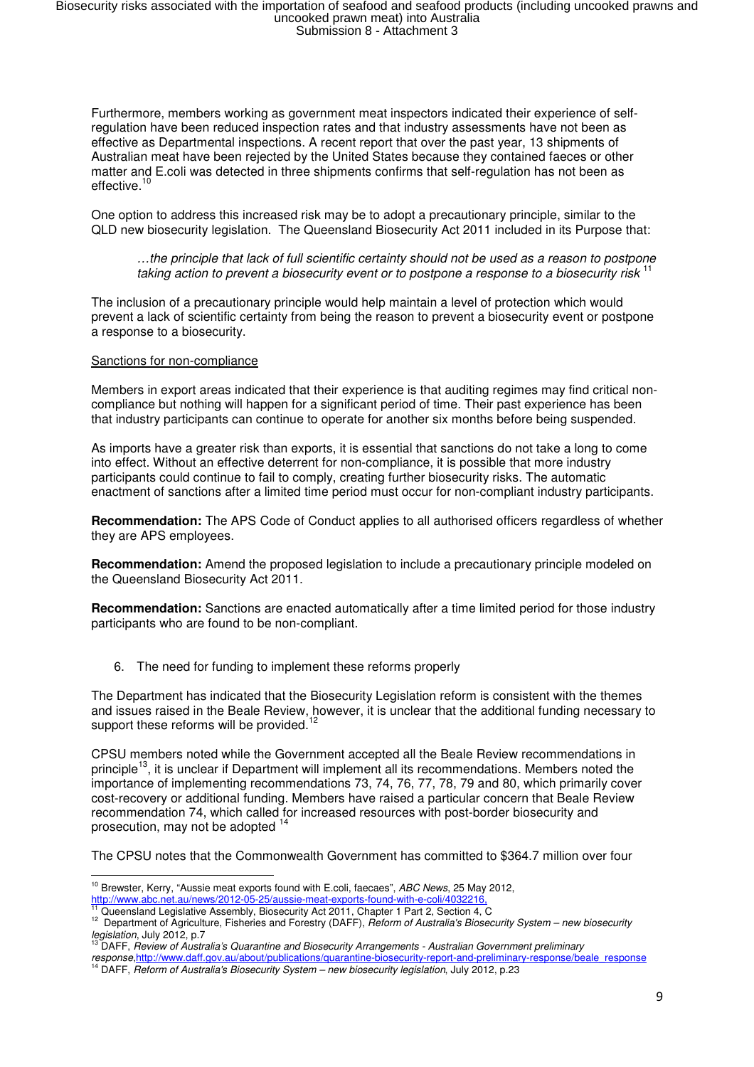Furthermore, members working as government meat inspectors indicated their experience of self-regulation have been reduced inspection rates and that industry assessments have not been as effective as Departmental inspections. A recent report that over the past year, 13 shipments of Australian meat have been rejected by the United States because they contained faeces or other matter and E.coli was detected in three shipments confirms that self-regulation has not been as effective.[10]

One option to address this increased risk may be to adopt a precautionary principle, similar to the QLD new biosecurity legislation. The Queensland Biosecurity Act 2011 included in its Purpose that:

> *…the principle that lack of full scientific certainty should not be used as a reason to postpone taking action to prevent a biosecurity event or to postpone a response to a biosecurity risk* [11]

The inclusion of a precautionary principle would help maintain a level of protection which would prevent a lack of scientific certainty from being the reason to prevent a biosecurity event or postpone a response to a biosecurity.

Sanctions for non-compliance

Members in export areas indicated that their experience is that auditing regimes may find critical non-compliance but nothing will happen for a significant period of time. Their past experience has been that industry participants can continue to operate for another six months before being suspended.

As imports have a greater risk than exports, it is essential that sanctions do not take a long to come into effect. Without an effective deterrent for non-compliance, it is possible that more industry participants could continue to fail to comply, creating further biosecurity risks. The automatic enactment of sanctions after a limited time period must occur for non-compliant industry participants.

**Recommendation:** The APS Code of Conduct applies to all authorised officers regardless of whether they are APS employees.

**Recommendation:** Amend the proposed legislation to include a precautionary principle modeled on the Queensland Biosecurity Act 2011.

**Recommendation:** Sanctions are enacted automatically after a time limited period for those industry participants who are found to be non-compliant.

6. The need for funding to implement these reforms properly

The Department has indicated that the Biosecurity Legislation reform is consistent with the themes and issues raised in the Beale Review, however, it is unclear that the additional funding necessary to support these reforms will be provided.[12]

CPSU members noted while the Government accepted all the Beale Review recommendations in principle[13], it is unclear if Department will implement all its recommendations. Members noted the importance of implementing recommendations 73, 74, 76, 77, 78, 79 and 80, which primarily cover cost-recovery or additional funding. Members have raised a particular concern that Beale Review recommendation 74, which called for increased resources with post-border biosecurity and prosecution, may not be adopted [14]

The CPSU notes that the Commonwealth Government has committed to $364.7 million over four

---

[10] Brewster, Kerry, "Aussie meat exports found with E.coli, faecaes", *ABC News*, 25 May 2012, http://www.abc.net.au/news/2012-05-25/aussie-meat-exports-found-with-e-coli/4032216.

[11] Queensland Legislative Assembly, Biosecurity Act 2011, Chapter 1 Part 2, Section 4, C

[12] Department of Agriculture, Fisheries and Forestry (DAFF), *Reform of Australia's Biosecurity System – new biosecurity legislation*, July 2012, p.7

[13] DAFF, *Review of Australia's Quarantine and Biosecurity Arrangements - Australian Government preliminary response*, http://www.daff.gov.au/about/publications/quarantine-biosecurity-report-and-preliminary-response/beale_response

[14] DAFF, *Reform of Australia's Biosecurity System – new biosecurity legislation*, July 2012, p.23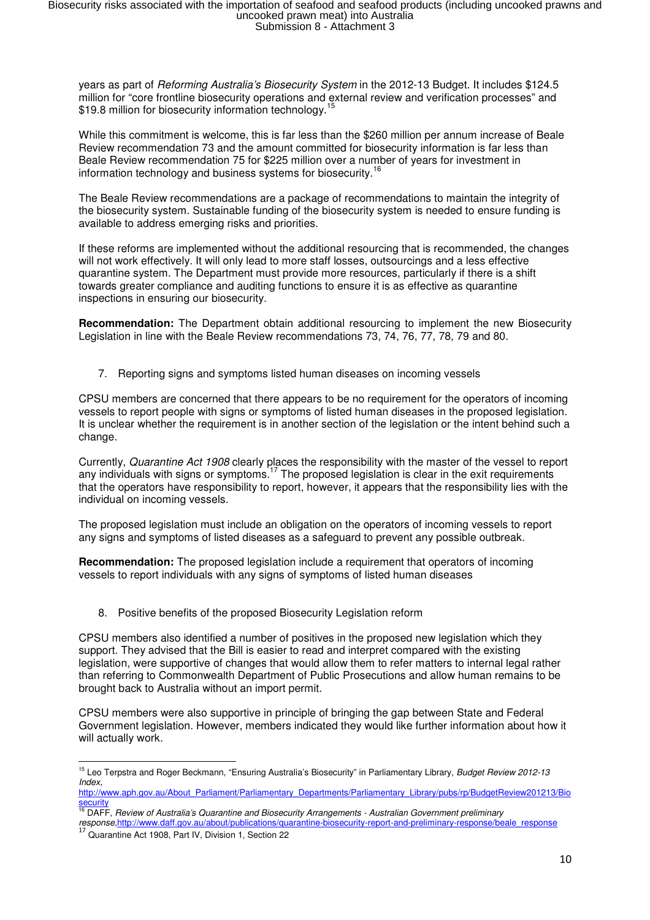years as part of *Reforming Australia's Biosecurity System* in the 2012-13 Budget. It includes $124.5 million for "core frontline biosecurity operations and external review and verification processes" and $19.8 million for biosecurity information technology.[15]

While this commitment is welcome, this is far less than the $260 million per annum increase of Beale Review recommendation 73 and the amount committed for biosecurity information is far less than Beale Review recommendation 75 for $225 million over a number of years for investment in information technology and business systems for biosecurity.[16]

The Beale Review recommendations are a package of recommendations to maintain the integrity of the biosecurity system. Sustainable funding of the biosecurity system is needed to ensure funding is available to address emerging risks and priorities.

If these reforms are implemented without the additional resourcing that is recommended, the changes will not work effectively. It will only lead to more staff losses, outsourcings and a less effective quarantine system. The Department must provide more resources, particularly if there is a shift towards greater compliance and auditing functions to ensure it is as effective as quarantine inspections in ensuring our biosecurity.

**Recommendation:** The Department obtain additional resourcing to implement the new Biosecurity Legislation in line with the Beale Review recommendations 73, 74, 76, 77, 78, 79 and 80.

7. Reporting signs and symptoms listed human diseases on incoming vessels

CPSU members are concerned that there appears to be no requirement for the operators of incoming vessels to report people with signs or symptoms of listed human diseases in the proposed legislation. It is unclear whether the requirement is in another section of the legislation or the intent behind such a change.

Currently, *Quarantine Act 1908* clearly places the responsibility with the master of the vessel to report any individuals with signs or symptoms.[17] The proposed legislation is clear in the exit requirements that the operators have responsibility to report, however, it appears that the responsibility lies with the individual on incoming vessels.

The proposed legislation must include an obligation on the operators of incoming vessels to report any signs and symptoms of listed diseases as a safeguard to prevent any possible outbreak.

**Recommendation:** The proposed legislation include a requirement that operators of incoming vessels to report individuals with any signs of symptoms of listed human diseases

8. Positive benefits of the proposed Biosecurity Legislation reform

CPSU members also identified a number of positives in the proposed new legislation which they support. They advised that the Bill is easier to read and interpret compared with the existing legislation, were supportive of changes that would allow them to refer matters to internal legal rather than referring to Commonwealth Department of Public Prosecutions and allow human remains to be brought back to Australia without an import permit.

CPSU members were also supportive in principle of bringing the gap between State and Federal Government legislation. However, members indicated they would like further information about how it will actually work.

---

[15] Leo Terpstra and Roger Beckmann, "Ensuring Australia's Biosecurity" in Parliamentary Library, *Budget Review 2012-13 Index*, http://www.aph.gov.au/About_Parliament/Parliamentary_Departments/Parliamentary_Library/pubs/rp/BudgetReview201213/Biosecurity

[16] DAFF, *Review of Australia's Quarantine and Biosecurity Arrangements - Australian Government preliminary response*, http://www.daff.gov.au/about/publications/quarantine-biosecurity-report-and-preliminary-response/beale_response

[17] Quarantine Act 1908, Part IV, Division 1, Section 22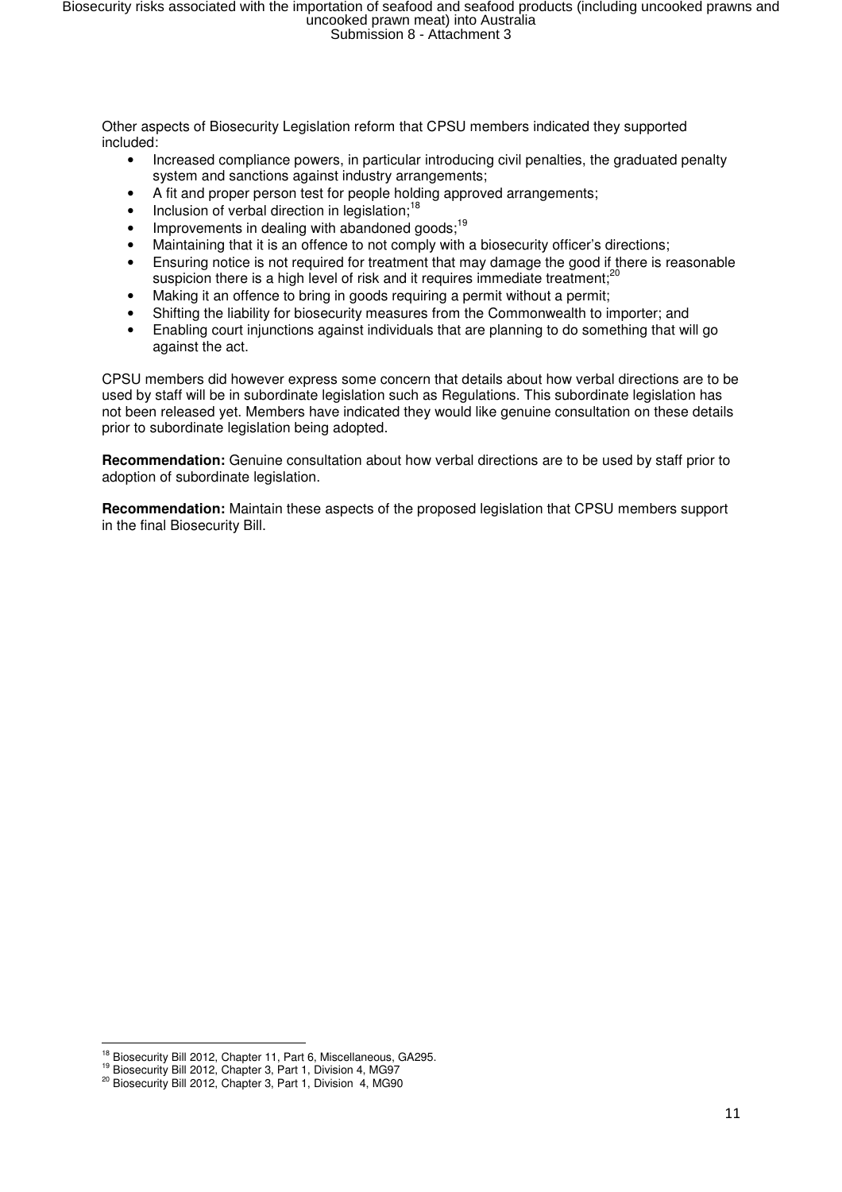Other aspects of Biosecurity Legislation reform that CPSU members indicated they supported included:

- Increased compliance powers, in particular introducing civil penalties, the graduated penalty system and sanctions against industry arrangements;
- A fit and proper person test for people holding approved arrangements;
- Inclusion of verbal direction in legislation;[18]
- Improvements in dealing with abandoned goods;[19]
- Maintaining that it is an offence to not comply with a biosecurity officer's directions;
- Ensuring notice is not required for treatment that may damage the good if there is reasonable suspicion there is a high level of risk and it requires immediate treatment;[20]
- Making it an offence to bring in goods requiring a permit without a permit;
- Shifting the liability for biosecurity measures from the Commonwealth to importer; and
- Enabling court injunctions against individuals that are planning to do something that will go against the act.

CPSU members did however express some concern that details about how verbal directions are to be used by staff will be in subordinate legislation such as Regulations. This subordinate legislation has not been released yet. Members have indicated they would like genuine consultation on these details prior to subordinate legislation being adopted.

**Recommendation:** Genuine consultation about how verbal directions are to be used by staff prior to adoption of subordinate legislation.

**Recommendation:** Maintain these aspects of the proposed legislation that CPSU members support in the final Biosecurity Bill.

---

[18] Biosecurity Bill 2012, Chapter 11, Part 6, Miscellaneous, GA295.

[19] Biosecurity Bill 2012, Chapter 3, Part 1, Division 4, MG97

[20] Biosecurity Bill 2012, Chapter 3, Part 1, Division 4, MG90